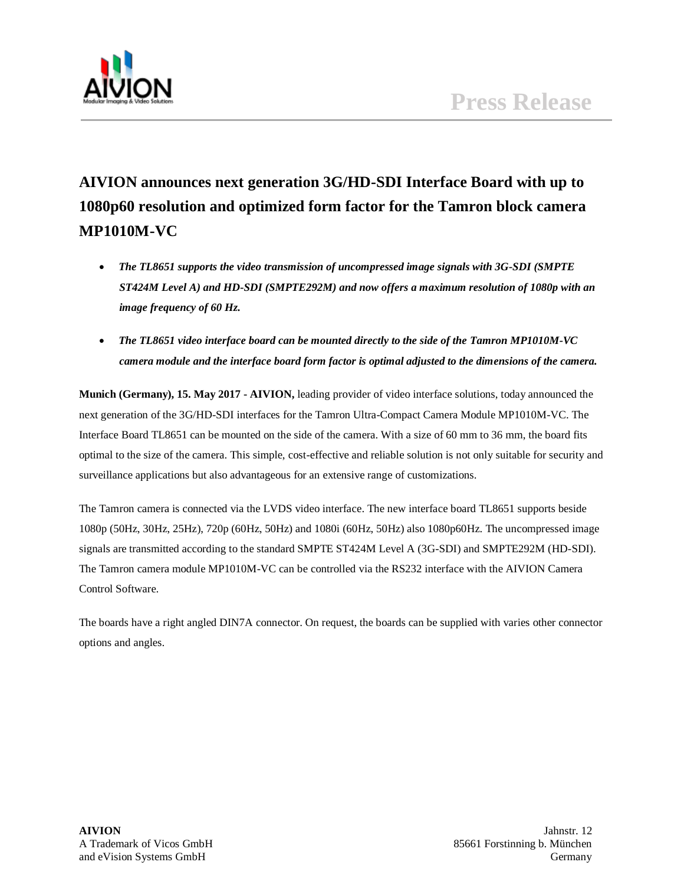# Press Release

## AIVION announces next generation 3G/HD-SDI Interface Board with up to 1080p60 resolution and optimized form factor for the Tamron block camera MP1010M-VC

- ***The TL8651 supports the video transmission of uncompressed image signals with 3G-SDI (SMPTE ST424M Level A) and HD-SDI (SMPTE292M) and now offers a maximum resolution of 1080p with an image frequency of 60 Hz.***
- ***The TL8651 video interface board can be mounted directly to the side of the Tamron MP1010M-VC camera module and the interface board form factor is optimal adjusted to the dimensions of the camera.***

**Munich (Germany), 15. May 2017 - AIVION,** leading provider of video interface solutions, today announced the next generation of the 3G/HD-SDI interfaces for the Tamron Ultra-Compact Camera Module MP1010M-VC. The Interface Board TL8651 can be mounted on the side of the camera. With a size of 60 mm to 36 mm, the board fits optimal to the size of the camera. This simple, cost-effective and reliable solution is not only suitable for security and surveillance applications but also advantageous for an extensive range of customizations.

The Tamron camera is connected via the LVDS video interface. The new interface board TL8651 supports beside 1080p (50Hz, 30Hz, 25Hz), 720p (60Hz, 50Hz) and 1080i (60Hz, 50Hz) also 1080p60Hz. The uncompressed image signals are transmitted according to the standard SMPTE ST424M Level A (3G-SDI) and SMPTE292M (HD-SDI). The Tamron camera module MP1010M-VC can be controlled via the RS232 interface with the AIVION Camera Control Software.

The boards have a right angled DIN7A connector. On request, the boards can be supplied with varies other connector options and angles.

**AIVION**
A Trademark of Vicos GmbH
and eVision Systems GmbH

Jahnstr. 12
85661 Forstinning b. München
Germany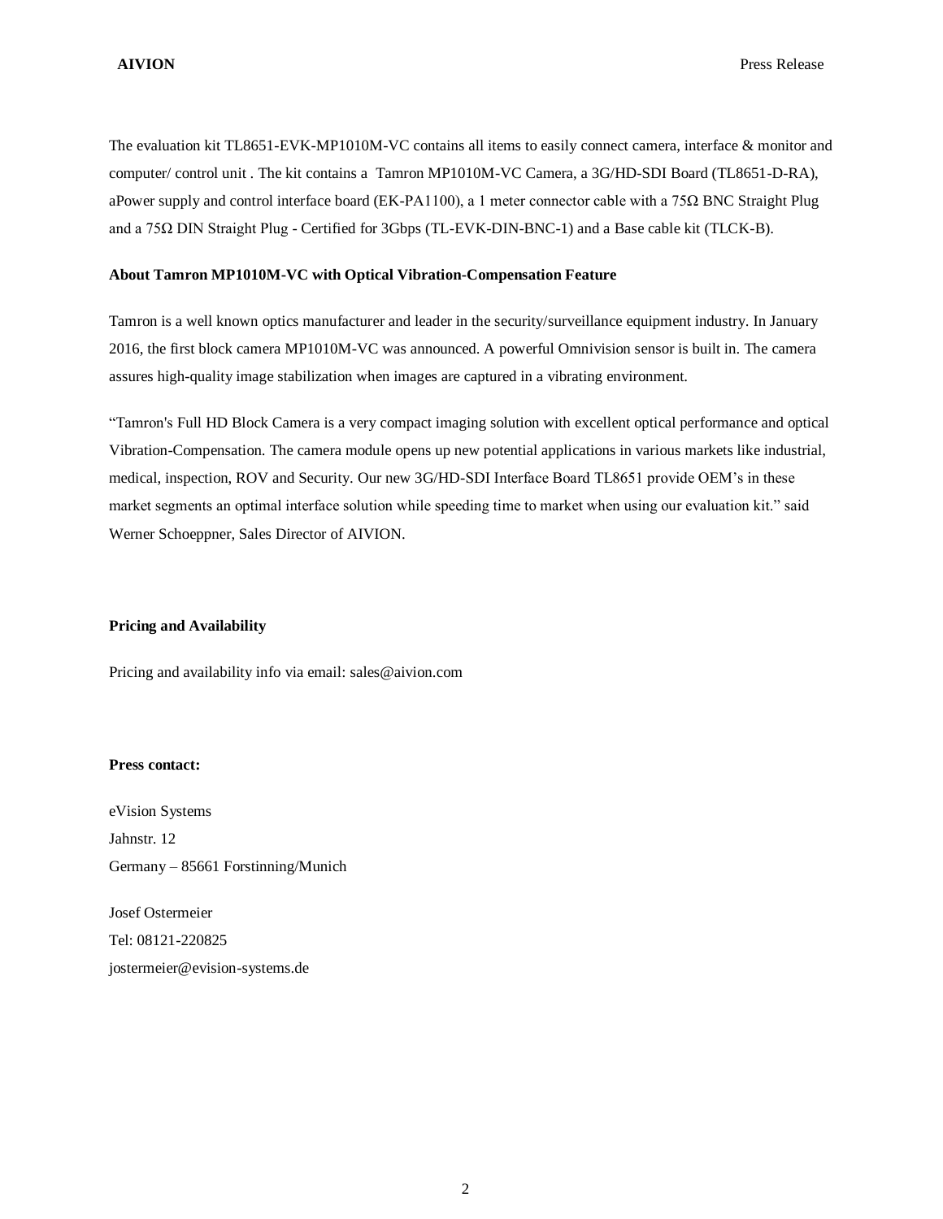The evaluation kit TL8651-EVK-MP1010M-VC contains all items to easily connect camera, interface & monitor and computer/ control unit . The kit contains a Tamron MP1010M-VC Camera, a 3G/HD-SDI Board (TL8651-D-RA), aPower supply and control interface board (EK-PA1100), a 1 meter connector cable with a 75Ω BNC Straight Plug and a 75Ω DIN Straight Plug - Certified for 3Gbps (TL-EVK-DIN-BNC-1) and a Base cable kit (TLCK-B).

**About Tamron MP1010M-VC with Optical Vibration-Compensation Feature**

Tamron is a well known optics manufacturer and leader in the security/surveillance equipment industry. In January 2016, the first block camera MP1010M-VC was announced. A powerful Omnivision sensor is built in. The camera assures high-quality image stabilization when images are captured in a vibrating environment.

"Tamron's Full HD Block Camera is a very compact imaging solution with excellent optical performance and optical Vibration-Compensation. The camera module opens up new potential applications in various markets like industrial, medical, inspection, ROV and Security. Our new 3G/HD-SDI Interface Board TL8651 provide OEM's in these market segments an optimal interface solution while speeding time to market when using our evaluation kit." said Werner Schoeppner, Sales Director of AIVION.

**Pricing and Availability**

Pricing and availability info via email: sales@aivion.com

**Press contact:**

eVision Systems
Jahnstr. 12
Germany – 85661 Forstinning/Munich

Josef Ostermeier
Tel: 08121-220825
jostermeier@evision-systems.de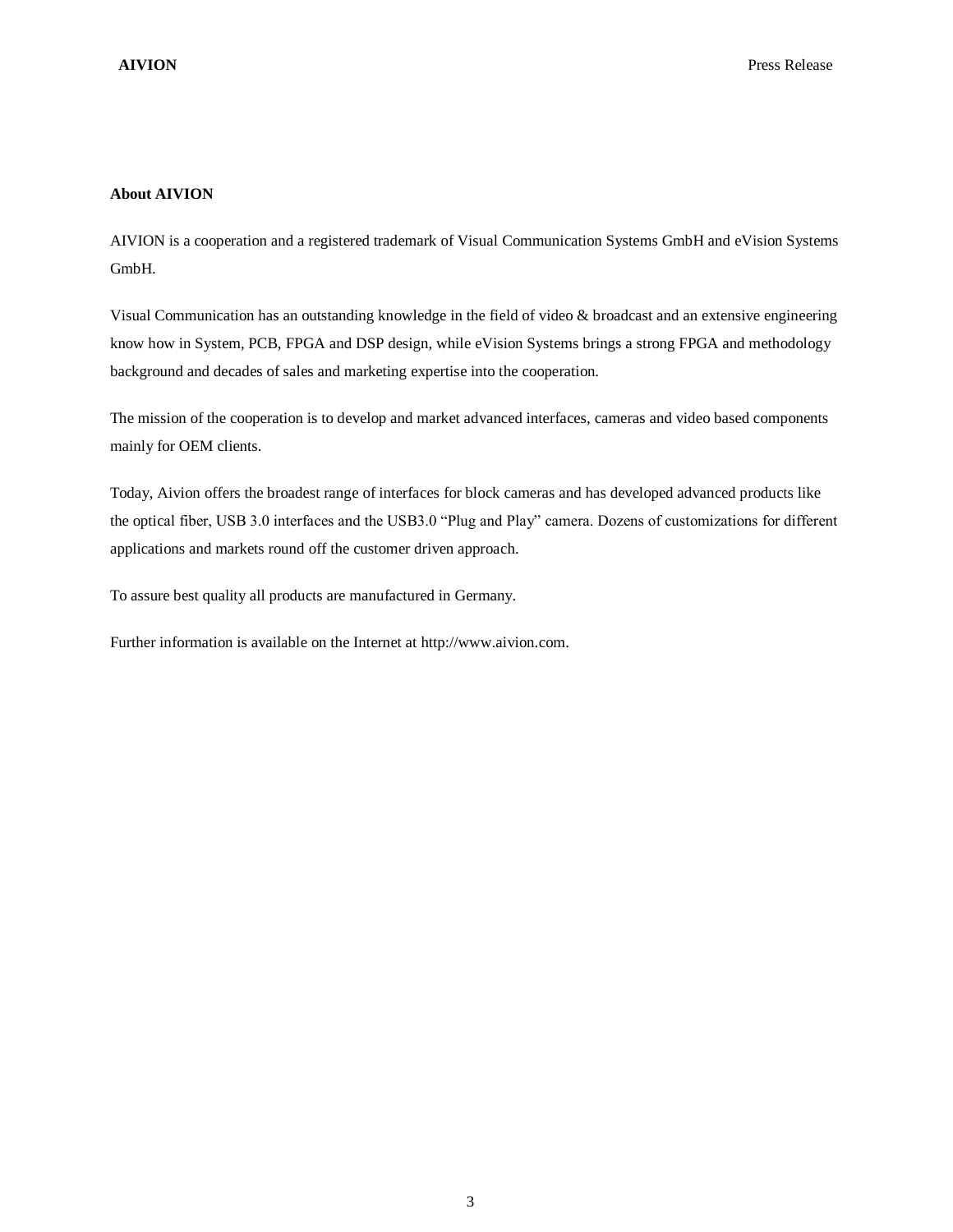**About AIVION**

AIVION is a cooperation and a registered trademark of Visual Communication Systems GmbH and eVision Systems GmbH.

Visual Communication has an outstanding knowledge in the field of video & broadcast and an extensive engineering know how in System, PCB, FPGA and DSP design, while eVision Systems brings a strong FPGA and methodology background and decades of sales and marketing expertise into the cooperation.

The mission of the cooperation is to develop and market advanced interfaces, cameras and video based components mainly for OEM clients.

Today, Aivion offers the broadest range of interfaces for block cameras and has developed advanced products like the optical fiber, USB 3.0 interfaces and the USB3.0 “Plug and Play” camera. Dozens of customizations for different applications and markets round off the customer driven approach.

To assure best quality all products are manufactured in Germany.

Further information is available on the Internet at http://www.aivion.com.